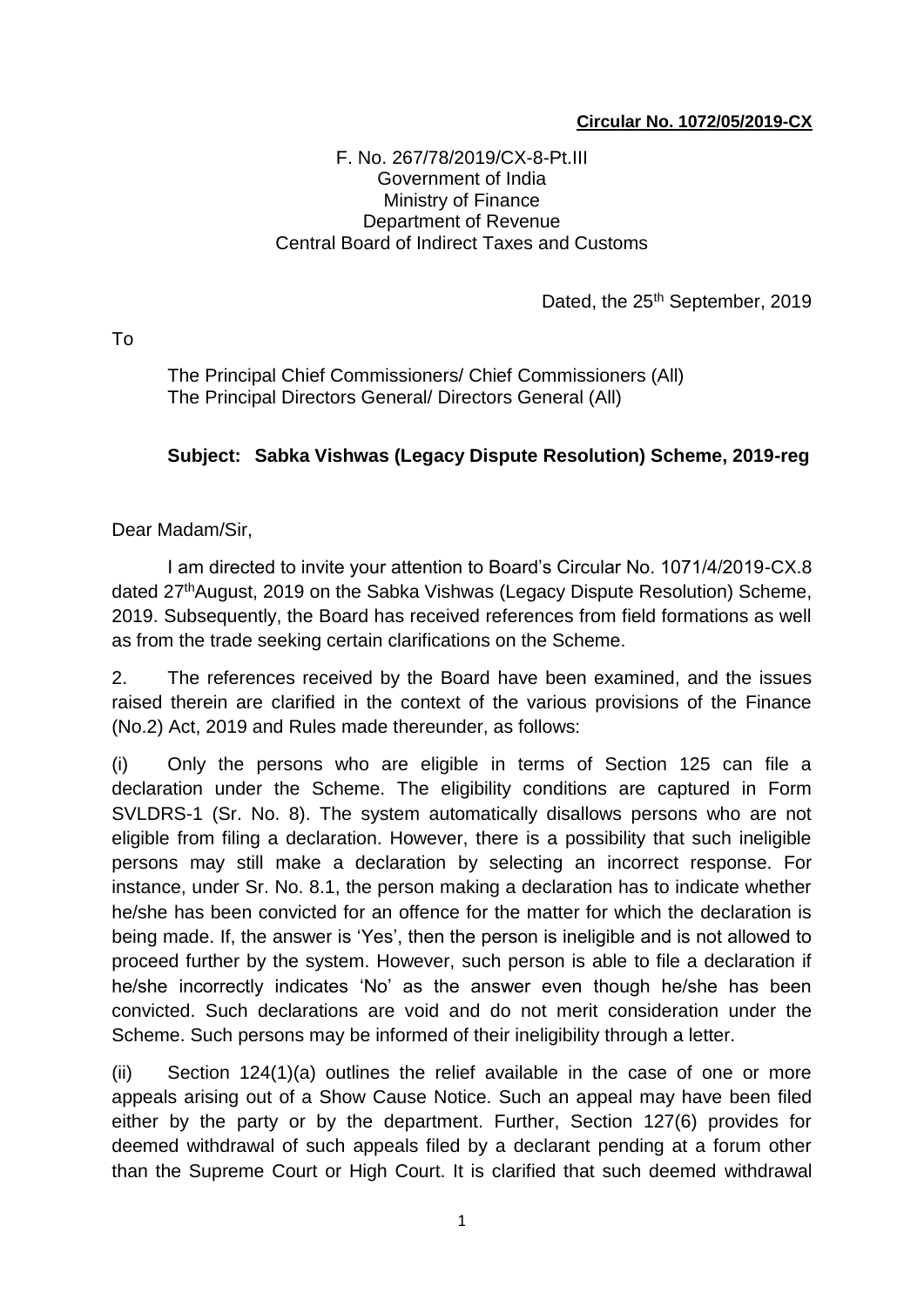**Circular No. 1072/05/2019-CX**

F. No. 267/78/2019/CX-8-Pt.III
Government of India
Ministry of Finance
Department of Revenue
Central Board of Indirect Taxes and Customs

Dated, the 25th September, 2019

To

The Principal Chief Commissioners/ Chief Commissioners (All)
The Principal Directors General/ Directors General (All)

**Subject: Sabka Vishwas (Legacy Dispute Resolution) Scheme, 2019-reg**

Dear Madam/Sir,

I am directed to invite your attention to Board's Circular No. 1071/4/2019-CX.8 dated 27thAugust, 2019 on the Sabka Vishwas (Legacy Dispute Resolution) Scheme, 2019. Subsequently, the Board has received references from field formations as well as from the trade seeking certain clarifications on the Scheme.

2. The references received by the Board have been examined, and the issues raised therein are clarified in the context of the various provisions of the Finance (No.2) Act, 2019 and Rules made thereunder, as follows:

(i) Only the persons who are eligible in terms of Section 125 can file a declaration under the Scheme. The eligibility conditions are captured in Form SVLDRS-1 (Sr. No. 8). The system automatically disallows persons who are not eligible from filing a declaration. However, there is a possibility that such ineligible persons may still make a declaration by selecting an incorrect response. For instance, under Sr. No. 8.1, the person making a declaration has to indicate whether he/she has been convicted for an offence for the matter for which the declaration is being made. If, the answer is 'Yes', then the person is ineligible and is not allowed to proceed further by the system. However, such person is able to file a declaration if he/she incorrectly indicates 'No' as the answer even though he/she has been convicted. Such declarations are void and do not merit consideration under the Scheme. Such persons may be informed of their ineligibility through a letter.

(ii) Section 124(1)(a) outlines the relief available in the case of one or more appeals arising out of a Show Cause Notice. Such an appeal may have been filed either by the party or by the department. Further, Section 127(6) provides for deemed withdrawal of such appeals filed by a declarant pending at a forum other than the Supreme Court or High Court. It is clarified that such deemed withdrawal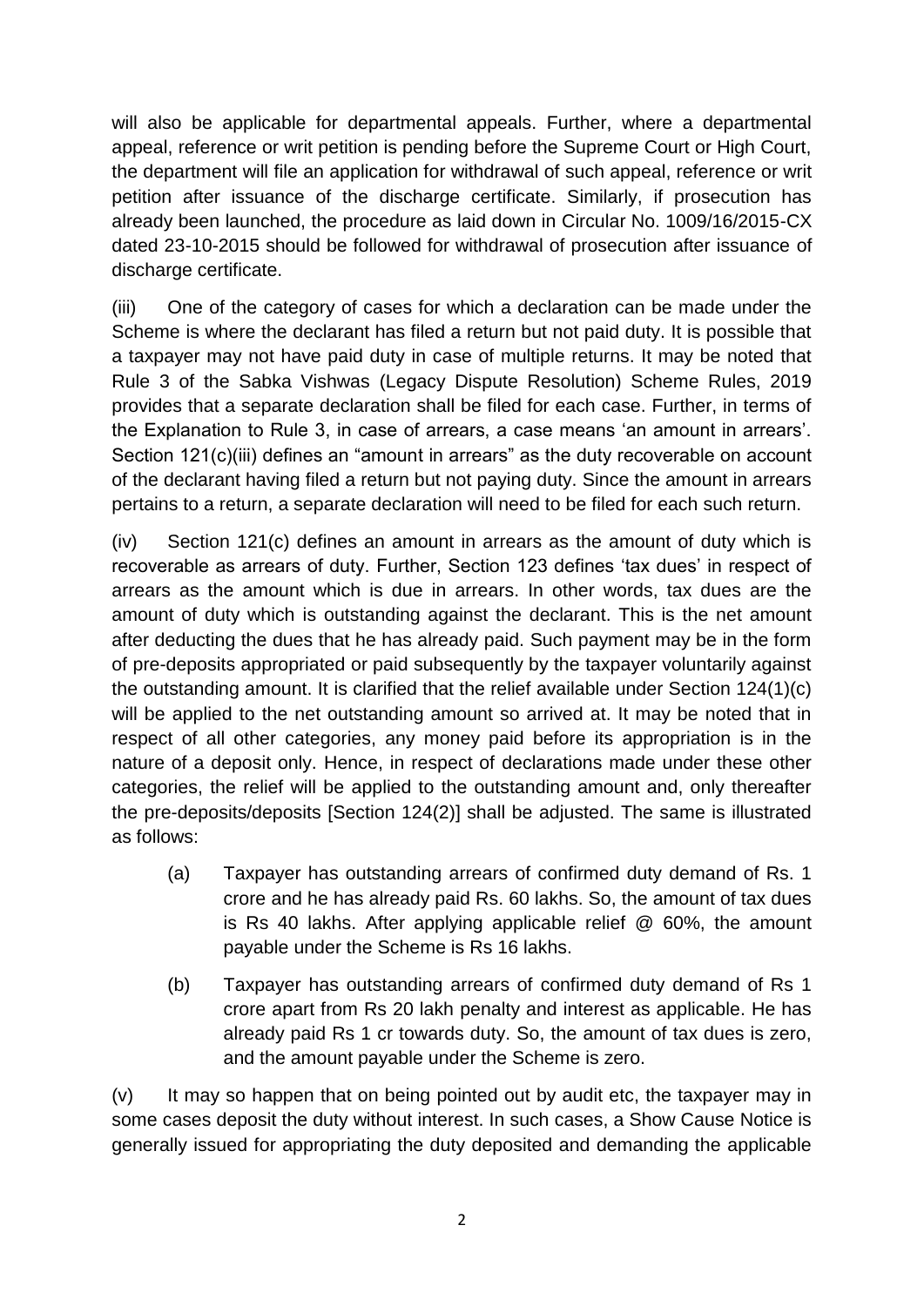will also be applicable for departmental appeals. Further, where a departmental appeal, reference or writ petition is pending before the Supreme Court or High Court, the department will file an application for withdrawal of such appeal, reference or writ petition after issuance of the discharge certificate. Similarly, if prosecution has already been launched, the procedure as laid down in Circular No. 1009/16/2015-CX dated 23-10-2015 should be followed for withdrawal of prosecution after issuance of discharge certificate.

(iii) One of the category of cases for which a declaration can be made under the Scheme is where the declarant has filed a return but not paid duty. It is possible that a taxpayer may not have paid duty in case of multiple returns. It may be noted that Rule 3 of the Sabka Vishwas (Legacy Dispute Resolution) Scheme Rules, 2019 provides that a separate declaration shall be filed for each case. Further, in terms of the Explanation to Rule 3, in case of arrears, a case means 'an amount in arrears'. Section 121(c)(iii) defines an "amount in arrears" as the duty recoverable on account of the declarant having filed a return but not paying duty. Since the amount in arrears pertains to a return, a separate declaration will need to be filed for each such return.

(iv) Section 121(c) defines an amount in arrears as the amount of duty which is recoverable as arrears of duty. Further, Section 123 defines 'tax dues' in respect of arrears as the amount which is due in arrears. In other words, tax dues are the amount of duty which is outstanding against the declarant. This is the net amount after deducting the dues that he has already paid. Such payment may be in the form of pre-deposits appropriated or paid subsequently by the taxpayer voluntarily against the outstanding amount. It is clarified that the relief available under Section 124(1)(c) will be applied to the net outstanding amount so arrived at. It may be noted that in respect of all other categories, any money paid before its appropriation is in the nature of a deposit only. Hence, in respect of declarations made under these other categories, the relief will be applied to the outstanding amount and, only thereafter the pre-deposits/deposits [Section 124(2)] shall be adjusted. The same is illustrated as follows:

(a) Taxpayer has outstanding arrears of confirmed duty demand of Rs. 1 crore and he has already paid Rs. 60 lakhs. So, the amount of tax dues is Rs 40 lakhs. After applying applicable relief @ 60%, the amount payable under the Scheme is Rs 16 lakhs.

(b) Taxpayer has outstanding arrears of confirmed duty demand of Rs 1 crore apart from Rs 20 lakh penalty and interest as applicable. He has already paid Rs 1 cr towards duty. So, the amount of tax dues is zero, and the amount payable under the Scheme is zero.

(v) It may so happen that on being pointed out by audit etc, the taxpayer may in some cases deposit the duty without interest. In such cases, a Show Cause Notice is generally issued for appropriating the duty deposited and demanding the applicable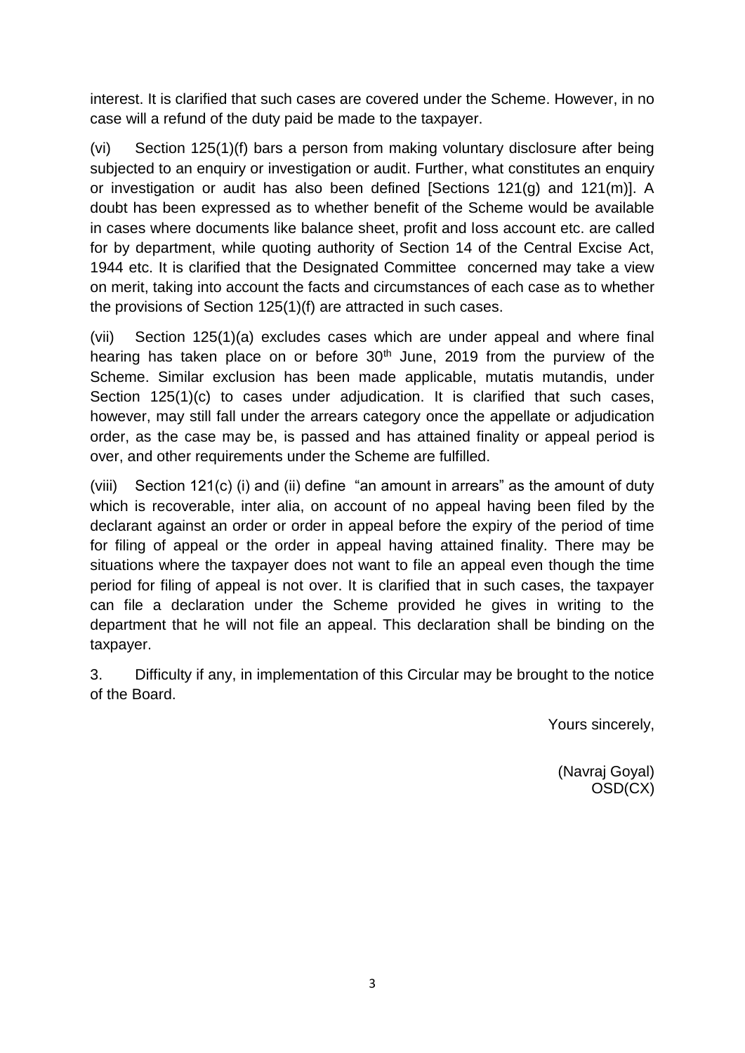interest. It is clarified that such cases are covered under the Scheme. However, in no case will a refund of the duty paid be made to the taxpayer.

(vi) Section 125(1)(f) bars a person from making voluntary disclosure after being subjected to an enquiry or investigation or audit. Further, what constitutes an enquiry or investigation or audit has also been defined [Sections 121(g) and 121(m)]. A doubt has been expressed as to whether benefit of the Scheme would be available in cases where documents like balance sheet, profit and loss account etc. are called for by department, while quoting authority of Section 14 of the Central Excise Act, 1944 etc. It is clarified that the Designated Committee concerned may take a view on merit, taking into account the facts and circumstances of each case as to whether the provisions of Section 125(1)(f) are attracted in such cases.

(vii) Section 125(1)(a) excludes cases which are under appeal and where final hearing has taken place on or before 30th June, 2019 from the purview of the Scheme. Similar exclusion has been made applicable, mutatis mutandis, under Section 125(1)(c) to cases under adjudication. It is clarified that such cases, however, may still fall under the arrears category once the appellate or adjudication order, as the case may be, is passed and has attained finality or appeal period is over, and other requirements under the Scheme are fulfilled.

(viii) Section 121(c) (i) and (ii) define "an amount in arrears" as the amount of duty which is recoverable, inter alia, on account of no appeal having been filed by the declarant against an order or order in appeal before the expiry of the period of time for filing of appeal or the order in appeal having attained finality. There may be situations where the taxpayer does not want to file an appeal even though the time period for filing of appeal is not over. It is clarified that in such cases, the taxpayer can file a declaration under the Scheme provided he gives in writing to the department that he will not file an appeal. This declaration shall be binding on the taxpayer.

3. Difficulty if any, in implementation of this Circular may be brought to the notice of the Board.

Yours sincerely,

(Navraj Goyal)
OSD(CX)